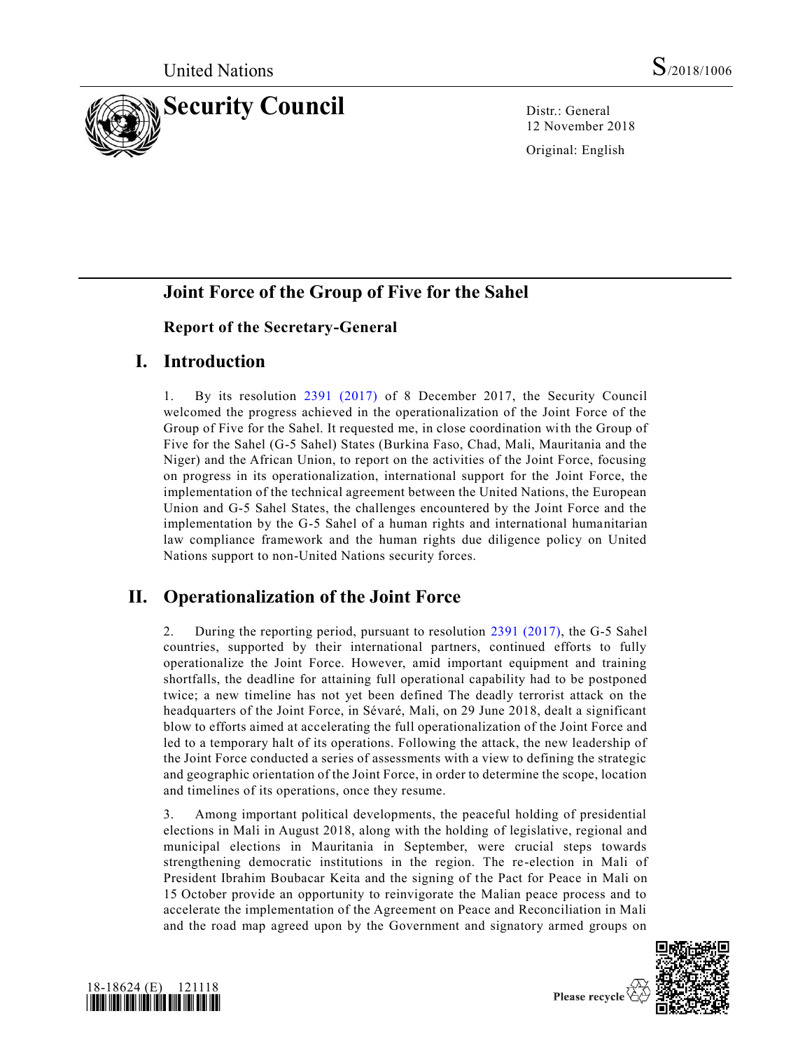United Nations S/2018/1006

# Security Council

Distr.: General
12 November 2018

Original: English

## Joint Force of the Group of Five for the Sahel

### Report of the Secretary-General

## I. Introduction

1. By its resolution 2391 (2017) of 8 December 2017, the Security Council welcomed the progress achieved in the operationalization of the Joint Force of the Group of Five for the Sahel. It requested me, in close coordination with the Group of Five for the Sahel (G-5 Sahel) States (Burkina Faso, Chad, Mali, Mauritania and the Niger) and the African Union, to report on the activities of the Joint Force, focusing on progress in its operationalization, international support for the Joint Force, the implementation of the technical agreement between the United Nations, the European Union and G-5 Sahel States, the challenges encountered by the Joint Force and the implementation by the G-5 Sahel of a human rights and international humanitarian law compliance framework and the human rights due diligence policy on United Nations support to non-United Nations security forces.

## II. Operationalization of the Joint Force

2. During the reporting period, pursuant to resolution 2391 (2017), the G-5 Sahel countries, supported by their international partners, continued efforts to fully operationalize the Joint Force. However, amid important equipment and training shortfalls, the deadline for attaining full operational capability had to be postponed twice; a new timeline has not yet been defined The deadly terrorist attack on the headquarters of the Joint Force, in Sévaré, Mali, on 29 June 2018, dealt a significant blow to efforts aimed at accelerating the full operationalization of the Joint Force and led to a temporary halt of its operations. Following the attack, the new leadership of the Joint Force conducted a series of assessments with a view to defining the strategic and geographic orientation of the Joint Force, in order to determine the scope, location and timelines of its operations, once they resume.

3. Among important political developments, the peaceful holding of presidential elections in Mali in August 2018, along with the holding of legislative, regional and municipal elections in Mauritania in September, were crucial steps towards strengthening democratic institutions in the region. The re-election in Mali of President Ibrahim Boubacar Keita and the signing of the Pact for Peace in Mali on 15 October provide an opportunity to reinvigorate the Malian peace process and to accelerate the implementation of the Agreement on Peace and Reconciliation in Mali and the road map agreed upon by the Government and signatory armed groups on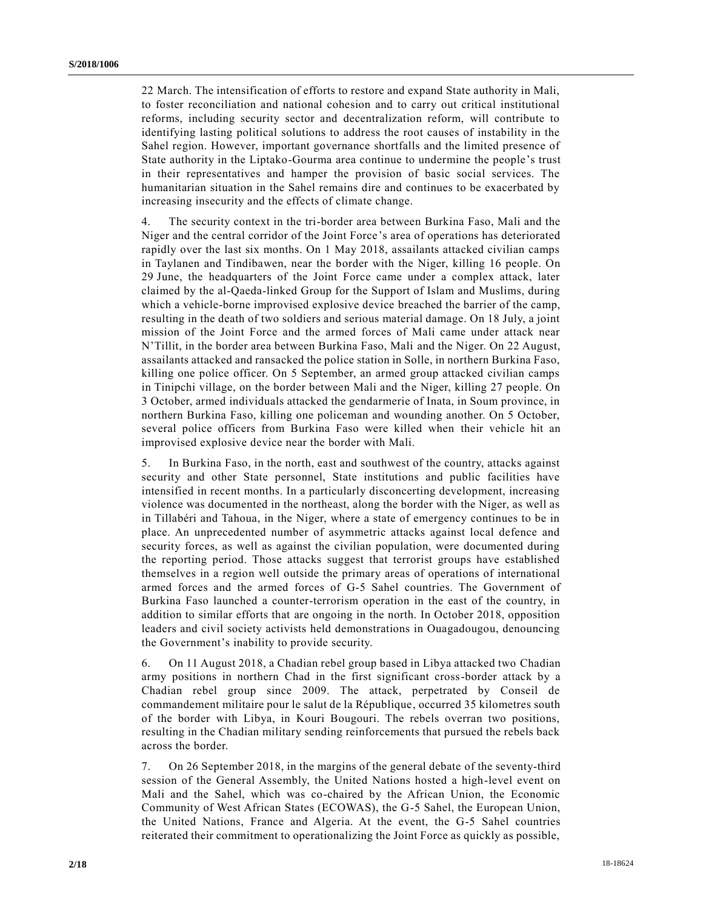22 March. The intensification of efforts to restore and expand State authority in Mali, to foster reconciliation and national cohesion and to carry out critical institutional reforms, including security sector and decentralization reform, will contribute to identifying lasting political solutions to address the root causes of instability in the Sahel region. However, important governance shortfalls and the limited presence of State authority in the Liptako-Gourma area continue to undermine the people's trust in their representatives and hamper the provision of basic social services. The humanitarian situation in the Sahel remains dire and continues to be exacerbated by increasing insecurity and the effects of climate change.

4. The security context in the tri-border area between Burkina Faso, Mali and the Niger and the central corridor of the Joint Force's area of operations has deteriorated rapidly over the last six months. On 1 May 2018, assailants attacked civilian camps in Taylanen and Tindibawen, near the border with the Niger, killing 16 people. On 29 June, the headquarters of the Joint Force came under a complex attack, later claimed by the al-Qaeda-linked Group for the Support of Islam and Muslims, during which a vehicle-borne improvised explosive device breached the barrier of the camp, resulting in the death of two soldiers and serious material damage. On 18 July, a joint mission of the Joint Force and the armed forces of Mali came under attack near N'Tillit, in the border area between Burkina Faso, Mali and the Niger. On 22 August, assailants attacked and ransacked the police station in Solle, in northern Burkina Faso, killing one police officer. On 5 September, an armed group attacked civilian camps in Tinipchi village, on the border between Mali and the Niger, killing 27 people. On 3 October, armed individuals attacked the gendarmerie of Inata, in Soum province, in northern Burkina Faso, killing one policeman and wounding another. On 5 October, several police officers from Burkina Faso were killed when their vehicle hit an improvised explosive device near the border with Mali.

5. In Burkina Faso, in the north, east and southwest of the country, attacks against security and other State personnel, State institutions and public facilities have intensified in recent months. In a particularly disconcerting development, increasing violence was documented in the northeast, along the border with the Niger, as well as in Tillabéri and Tahoua, in the Niger, where a state of emergency continues to be in place. An unprecedented number of asymmetric attacks against local defence and security forces, as well as against the civilian population, were documented during the reporting period. Those attacks suggest that terrorist groups have established themselves in a region well outside the primary areas of operations of international armed forces and the armed forces of G-5 Sahel countries. The Government of Burkina Faso launched a counter-terrorism operation in the east of the country, in addition to similar efforts that are ongoing in the north. In October 2018, opposition leaders and civil society activists held demonstrations in Ouagadougou, denouncing the Government's inability to provide security.

6. On 11 August 2018, a Chadian rebel group based in Libya attacked two Chadian army positions in northern Chad in the first significant cross-border attack by a Chadian rebel group since 2009. The attack, perpetrated by Conseil de commandement militaire pour le salut de la République, occurred 35 kilometres south of the border with Libya, in Kouri Bougouri. The rebels overran two positions, resulting in the Chadian military sending reinforcements that pursued the rebels back across the border.

7. On 26 September 2018, in the margins of the general debate of the seventy-third session of the General Assembly, the United Nations hosted a high-level event on Mali and the Sahel, which was co-chaired by the African Union, the Economic Community of West African States (ECOWAS), the G-5 Sahel, the European Union, the United Nations, France and Algeria. At the event, the G-5 Sahel countries reiterated their commitment to operationalizing the Joint Force as quickly as possible,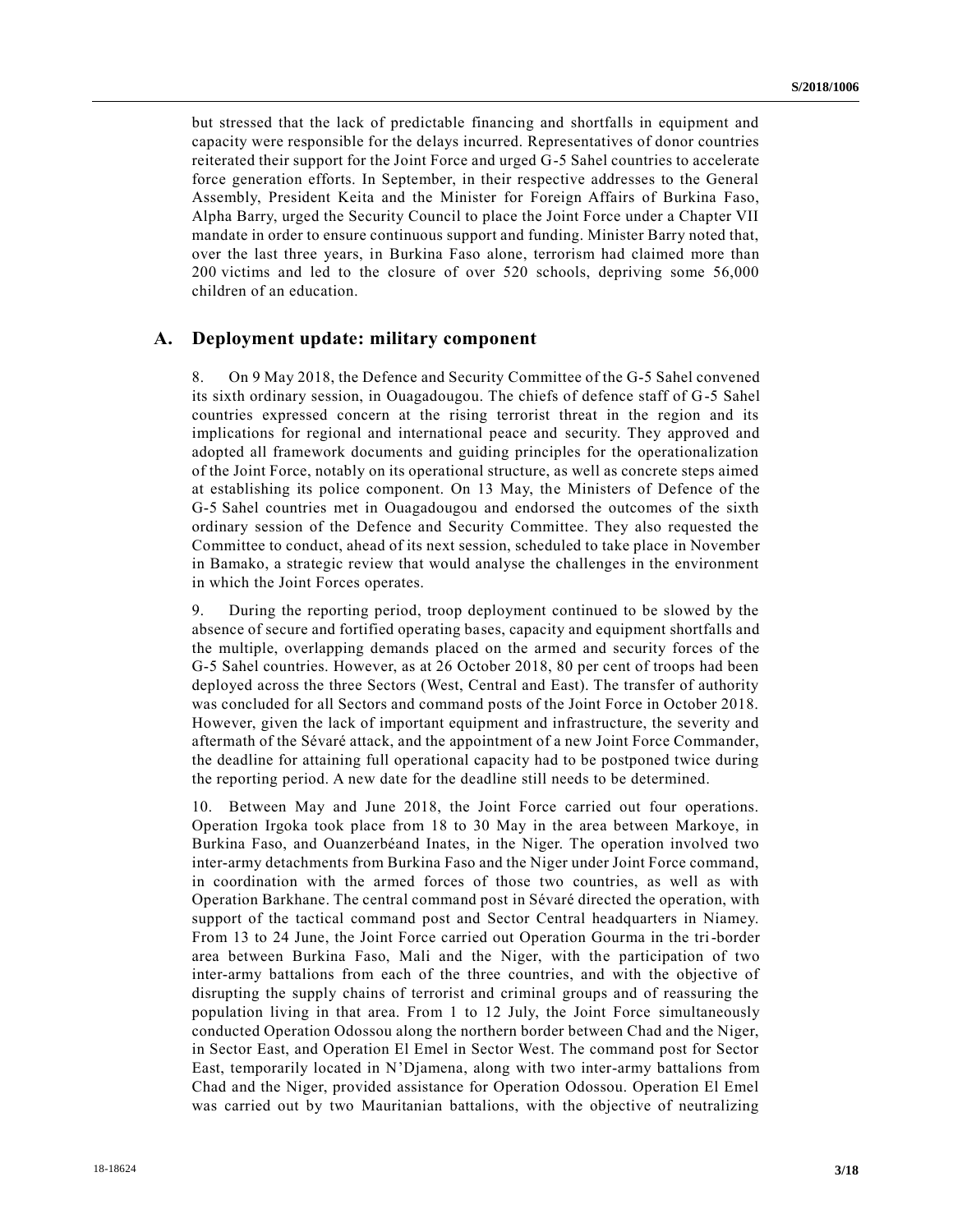but stressed that the lack of predictable financing and shortfalls in equipment and capacity were responsible for the delays incurred. Representatives of donor countries reiterated their support for the Joint Force and urged G-5 Sahel countries to accelerate force generation efforts. In September, in their respective addresses to the General Assembly, President Keita and the Minister for Foreign Affairs of Burkina Faso, Alpha Barry, urged the Security Council to place the Joint Force under a Chapter VII mandate in order to ensure continuous support and funding. Minister Barry noted that, over the last three years, in Burkina Faso alone, terrorism had claimed more than 200 victims and led to the closure of over 520 schools, depriving some 56,000 children of an education.

## A. Deployment update: military component

8. On 9 May 2018, the Defence and Security Committee of the G-5 Sahel convened its sixth ordinary session, in Ouagadougou. The chiefs of defence staff of G-5 Sahel countries expressed concern at the rising terrorist threat in the region and its implications for regional and international peace and security. They approved and adopted all framework documents and guiding principles for the operationalization of the Joint Force, notably on its operational structure, as well as concrete steps aimed at establishing its police component. On 13 May, the Ministers of Defence of the G-5 Sahel countries met in Ouagadougou and endorsed the outcomes of the sixth ordinary session of the Defence and Security Committee. They also requested the Committee to conduct, ahead of its next session, scheduled to take place in November in Bamako, a strategic review that would analyse the challenges in the environment in which the Joint Forces operates.

9. During the reporting period, troop deployment continued to be slowed by the absence of secure and fortified operating bases, capacity and equipment shortfalls and the multiple, overlapping demands placed on the armed and security forces of the G-5 Sahel countries. However, as at 26 October 2018, 80 per cent of troops had been deployed across the three Sectors (West, Central and East). The transfer of authority was concluded for all Sectors and command posts of the Joint Force in October 2018. However, given the lack of important equipment and infrastructure, the severity and aftermath of the Sévaré attack, and the appointment of a new Joint Force Commander, the deadline for attaining full operational capacity had to be postponed twice during the reporting period. A new date for the deadline still needs to be determined.

10. Between May and June 2018, the Joint Force carried out four operations. Operation Irgoka took place from 18 to 30 May in the area between Markoye, in Burkina Faso, and Ouanzerbéand Inates, in the Niger. The operation involved two inter-army detachments from Burkina Faso and the Niger under Joint Force command, in coordination with the armed forces of those two countries, as well as with Operation Barkhane. The central command post in Sévaré directed the operation, with support of the tactical command post and Sector Central headquarters in Niamey. From 13 to 24 June, the Joint Force carried out Operation Gourma in the tri-border area between Burkina Faso, Mali and the Niger, with the participation of two inter-army battalions from each of the three countries, and with the objective of disrupting the supply chains of terrorist and criminal groups and of reassuring the population living in that area. From 1 to 12 July, the Joint Force simultaneously conducted Operation Odossou along the northern border between Chad and the Niger, in Sector East, and Operation El Emel in Sector West. The command post for Sector East, temporarily located in N'Djamena, along with two inter-army battalions from Chad and the Niger, provided assistance for Operation Odossou. Operation El Emel was carried out by two Mauritanian battalions, with the objective of neutralizing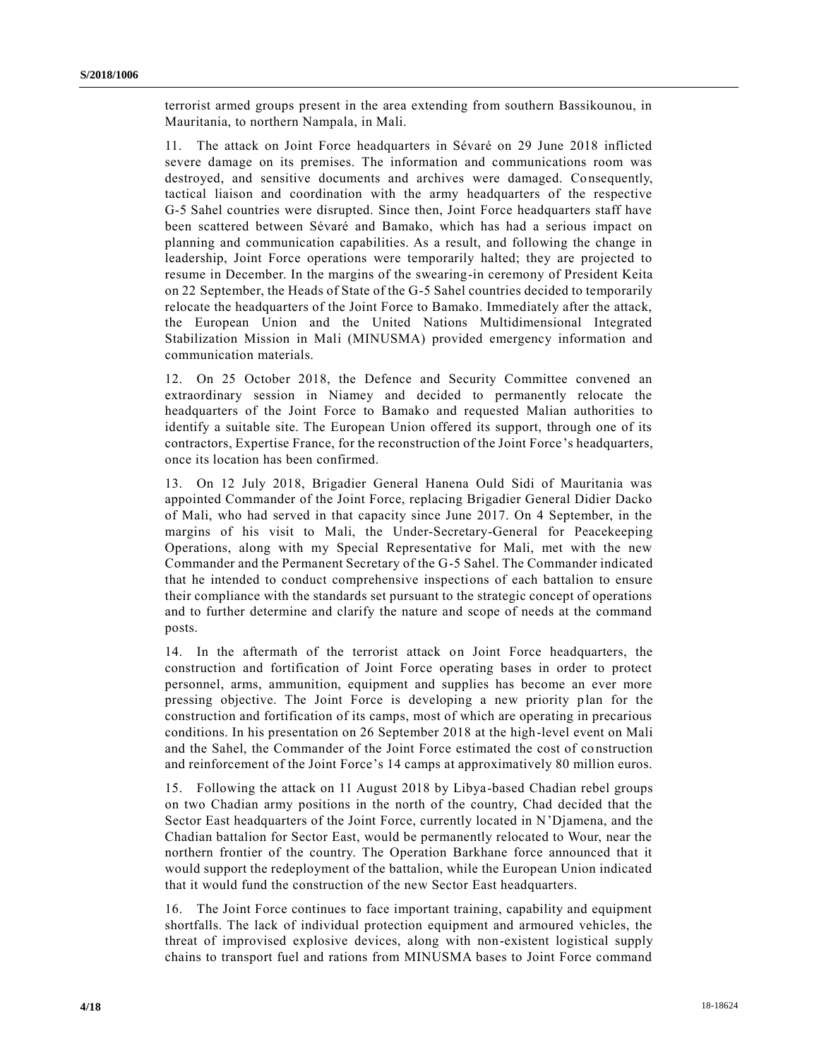terrorist armed groups present in the area extending from southern Bassikounou, in Mauritania, to northern Nampala, in Mali.

11. The attack on Joint Force headquarters in Sévaré on 29 June 2018 inflicted severe damage on its premises. The information and communications room was destroyed, and sensitive documents and archives were damaged. Consequently, tactical liaison and coordination with the army headquarters of the respective G-5 Sahel countries were disrupted. Since then, Joint Force headquarters staff have been scattered between Sévaré and Bamako, which has had a serious impact on planning and communication capabilities. As a result, and following the change in leadership, Joint Force operations were temporarily halted; they are projected to resume in December. In the margins of the swearing-in ceremony of President Keita on 22 September, the Heads of State of the G-5 Sahel countries decided to temporarily relocate the headquarters of the Joint Force to Bamako. Immediately after the attack, the European Union and the United Nations Multidimensional Integrated Stabilization Mission in Mali (MINUSMA) provided emergency information and communication materials.

12. On 25 October 2018, the Defence and Security Committee convened an extraordinary session in Niamey and decided to permanently relocate the headquarters of the Joint Force to Bamako and requested Malian authorities to identify a suitable site. The European Union offered its support, through one of its contractors, Expertise France, for the reconstruction of the Joint Force's headquarters, once its location has been confirmed.

13. On 12 July 2018, Brigadier General Hanena Ould Sidi of Mauritania was appointed Commander of the Joint Force, replacing Brigadier General Didier Dacko of Mali, who had served in that capacity since June 2017. On 4 September, in the margins of his visit to Mali, the Under-Secretary-General for Peacekeeping Operations, along with my Special Representative for Mali, met with the new Commander and the Permanent Secretary of the G-5 Sahel. The Commander indicated that he intended to conduct comprehensive inspections of each battalion to ensure their compliance with the standards set pursuant to the strategic concept of operations and to further determine and clarify the nature and scope of needs at the command posts.

14. In the aftermath of the terrorist attack on Joint Force headquarters, the construction and fortification of Joint Force operating bases in order to protect personnel, arms, ammunition, equipment and supplies has become an ever more pressing objective. The Joint Force is developing a new priority plan for the construction and fortification of its camps, most of which are operating in precarious conditions. In his presentation on 26 September 2018 at the high-level event on Mali and the Sahel, the Commander of the Joint Force estimated the cost of construction and reinforcement of the Joint Force's 14 camps at approximatively 80 million euros.

15. Following the attack on 11 August 2018 by Libya-based Chadian rebel groups on two Chadian army positions in the north of the country, Chad decided that the Sector East headquarters of the Joint Force, currently located in N'Djamena, and the Chadian battalion for Sector East, would be permanently relocated to Wour, near the northern frontier of the country. The Operation Barkhane force announced that it would support the redeployment of the battalion, while the European Union indicated that it would fund the construction of the new Sector East headquarters.

16. The Joint Force continues to face important training, capability and equipment shortfalls. The lack of individual protection equipment and armoured vehicles, the threat of improvised explosive devices, along with non-existent logistical supply chains to transport fuel and rations from MINUSMA bases to Joint Force command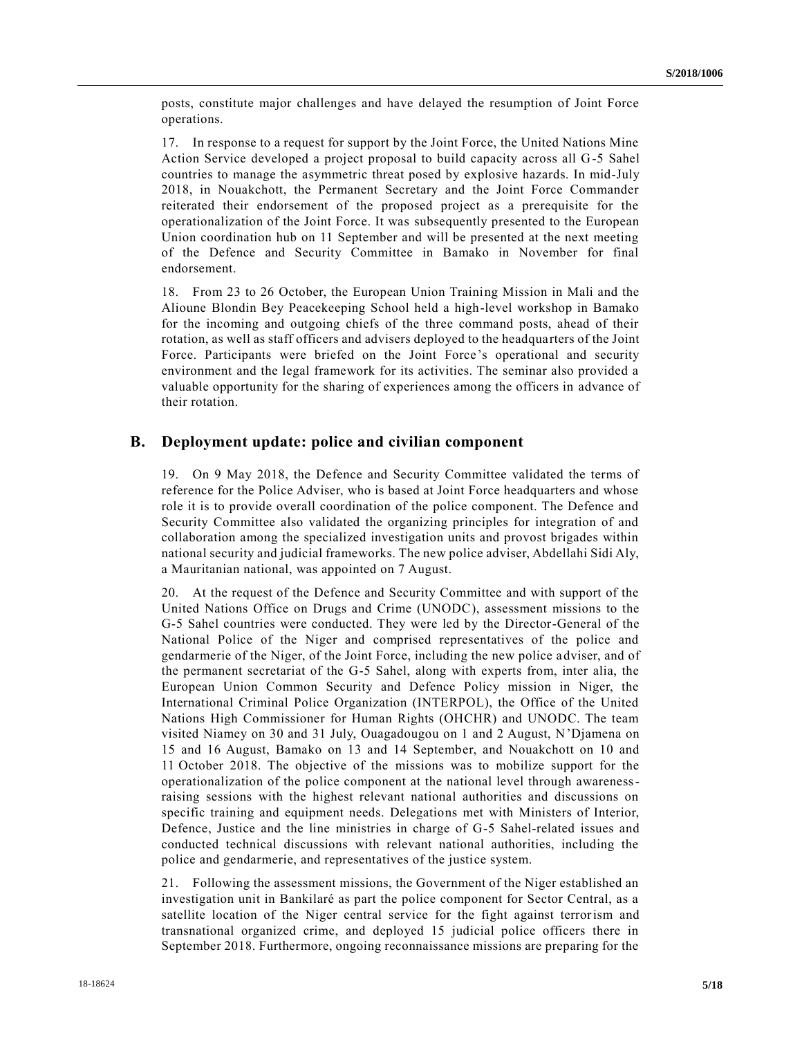posts, constitute major challenges and have delayed the resumption of Joint Force operations.

17. In response to a request for support by the Joint Force, the United Nations Mine Action Service developed a project proposal to build capacity across all G-5 Sahel countries to manage the asymmetric threat posed by explosive hazards. In mid-July 2018, in Nouakchott, the Permanent Secretary and the Joint Force Commander reiterated their endorsement of the proposed project as a prerequisite for the operationalization of the Joint Force. It was subsequently presented to the European Union coordination hub on 11 September and will be presented at the next meeting of the Defence and Security Committee in Bamako in November for final endorsement.

18. From 23 to 26 October, the European Union Training Mission in Mali and the Alioune Blondin Bey Peacekeeping School held a high-level workshop in Bamako for the incoming and outgoing chiefs of the three command posts, ahead of their rotation, as well as staff officers and advisers deployed to the headquarters of the Joint Force. Participants were briefed on the Joint Force's operational and security environment and the legal framework for its activities. The seminar also provided a valuable opportunity for the sharing of experiences among the officers in advance of their rotation.

## B. Deployment update: police and civilian component

19. On 9 May 2018, the Defence and Security Committee validated the terms of reference for the Police Adviser, who is based at Joint Force headquarters and whose role it is to provide overall coordination of the police component. The Defence and Security Committee also validated the organizing principles for integration of and collaboration among the specialized investigation units and provost brigades within national security and judicial frameworks. The new police adviser, Abdellahi Sidi Aly, a Mauritanian national, was appointed on 7 August.

20. At the request of the Defence and Security Committee and with support of the United Nations Office on Drugs and Crime (UNODC), assessment missions to the G-5 Sahel countries were conducted. They were led by the Director-General of the National Police of the Niger and comprised representatives of the police and gendarmerie of the Niger, of the Joint Force, including the new police adviser, and of the permanent secretariat of the G-5 Sahel, along with experts from, inter alia, the European Union Common Security and Defence Policy mission in Niger, the International Criminal Police Organization (INTERPOL), the Office of the United Nations High Commissioner for Human Rights (OHCHR) and UNODC. The team visited Niamey on 30 and 31 July, Ouagadougou on 1 and 2 August, N'Djamena on 15 and 16 August, Bamako on 13 and 14 September, and Nouakchott on 10 and 11 October 2018. The objective of the missions was to mobilize support for the operationalization of the police component at the national level through awareness-raising sessions with the highest relevant national authorities and discussions on specific training and equipment needs. Delegations met with Ministers of Interior, Defence, Justice and the line ministries in charge of G-5 Sahel-related issues and conducted technical discussions with relevant national authorities, including the police and gendarmerie, and representatives of the justice system.

21. Following the assessment missions, the Government of the Niger established an investigation unit in Bankilaré as part the police component for Sector Central, as a satellite location of the Niger central service for the fight against terrorism and transnational organized crime, and deployed 15 judicial police officers there in September 2018. Furthermore, ongoing reconnaissance missions are preparing for the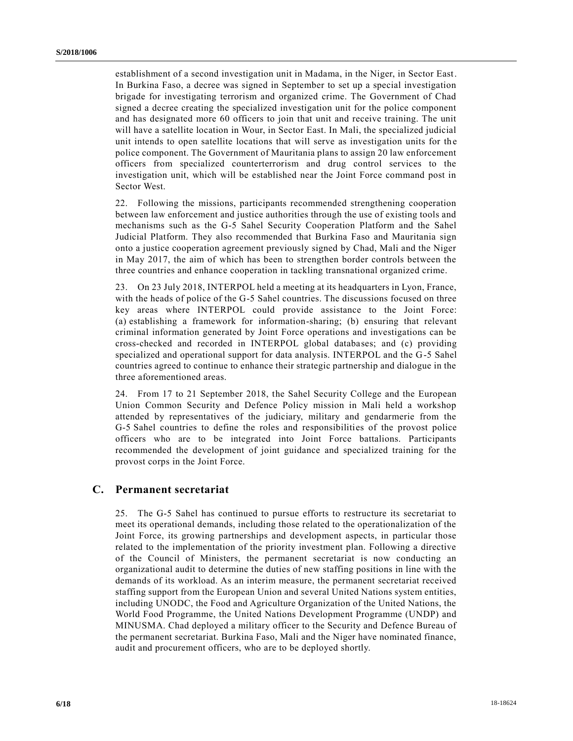establishment of a second investigation unit in Madama, in the Niger, in Sector East. In Burkina Faso, a decree was signed in September to set up a special investigation brigade for investigating terrorism and organized crime. The Government of Chad signed a decree creating the specialized investigation unit for the police component and has designated more 60 officers to join that unit and receive training. The unit will have a satellite location in Wour, in Sector East. In Mali, the specialized judicial unit intends to open satellite locations that will serve as investigation units for the police component. The Government of Mauritania plans to assign 20 law enforcement officers from specialized counterterrorism and drug control services to the investigation unit, which will be established near the Joint Force command post in Sector West.

22. Following the missions, participants recommended strengthening cooperation between law enforcement and justice authorities through the use of existing tools and mechanisms such as the G-5 Sahel Security Cooperation Platform and the Sahel Judicial Platform. They also recommended that Burkina Faso and Mauritania sign onto a justice cooperation agreement previously signed by Chad, Mali and the Niger in May 2017, the aim of which has been to strengthen border controls between the three countries and enhance cooperation in tackling transnational organized crime.

23. On 23 July 2018, INTERPOL held a meeting at its headquarters in Lyon, France, with the heads of police of the G-5 Sahel countries. The discussions focused on three key areas where INTERPOL could provide assistance to the Joint Force: (a) establishing a framework for information-sharing; (b) ensuring that relevant criminal information generated by Joint Force operations and investigations can be cross-checked and recorded in INTERPOL global databases; and (c) providing specialized and operational support for data analysis. INTERPOL and the G-5 Sahel countries agreed to continue to enhance their strategic partnership and dialogue in the three aforementioned areas.

24. From 17 to 21 September 2018, the Sahel Security College and the European Union Common Security and Defence Policy mission in Mali held a workshop attended by representatives of the judiciary, military and gendarmerie from the G-5 Sahel countries to define the roles and responsibilities of the provost police officers who are to be integrated into Joint Force battalions. Participants recommended the development of joint guidance and specialized training for the provost corps in the Joint Force.

## C. Permanent secretariat

25. The G-5 Sahel has continued to pursue efforts to restructure its secretariat to meet its operational demands, including those related to the operationalization of the Joint Force, its growing partnerships and development aspects, in particular those related to the implementation of the priority investment plan. Following a directive of the Council of Ministers, the permanent secretariat is now conducting an organizational audit to determine the duties of new staffing positions in line with the demands of its workload. As an interim measure, the permanent secretariat received staffing support from the European Union and several United Nations system entities, including UNODC, the Food and Agriculture Organization of the United Nations, the World Food Programme, the United Nations Development Programme (UNDP) and MINUSMA. Chad deployed a military officer to the Security and Defence Bureau of the permanent secretariat. Burkina Faso, Mali and the Niger have nominated finance, audit and procurement officers, who are to be deployed shortly.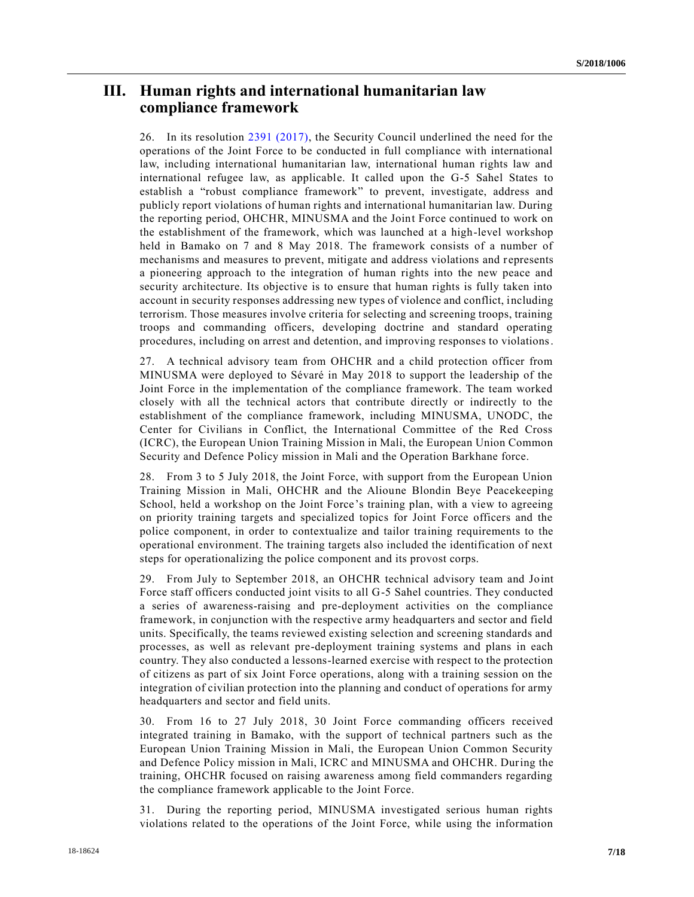# III. Human rights and international humanitarian law compliance framework

26. In its resolution 2391 (2017), the Security Council underlined the need for the operations of the Joint Force to be conducted in full compliance with international law, including international humanitarian law, international human rights law and international refugee law, as applicable. It called upon the G-5 Sahel States to establish a "robust compliance framework" to prevent, investigate, address and publicly report violations of human rights and international humanitarian law. During the reporting period, OHCHR, MINUSMA and the Joint Force continued to work on the establishment of the framework, which was launched at a high-level workshop held in Bamako on 7 and 8 May 2018. The framework consists of a number of mechanisms and measures to prevent, mitigate and address violations and represents a pioneering approach to the integration of human rights into the new peace and security architecture. Its objective is to ensure that human rights is fully taken into account in security responses addressing new types of violence and conflict, including terrorism. Those measures involve criteria for selecting and screening troops, training troops and commanding officers, developing doctrine and standard operating procedures, including on arrest and detention, and improving responses to violations.

27. A technical advisory team from OHCHR and a child protection officer from MINUSMA were deployed to Sévaré in May 2018 to support the leadership of the Joint Force in the implementation of the compliance framework. The team worked closely with all the technical actors that contribute directly or indirectly to the establishment of the compliance framework, including MINUSMA, UNODC, the Center for Civilians in Conflict, the International Committee of the Red Cross (ICRC), the European Union Training Mission in Mali, the European Union Common Security and Defence Policy mission in Mali and the Operation Barkhane force.

28. From 3 to 5 July 2018, the Joint Force, with support from the European Union Training Mission in Mali, OHCHR and the Alioune Blondin Beye Peacekeeping School, held a workshop on the Joint Force's training plan, with a view to agreeing on priority training targets and specialized topics for Joint Force officers and the police component, in order to contextualize and tailor training requirements to the operational environment. The training targets also included the identification of next steps for operationalizing the police component and its provost corps.

29. From July to September 2018, an OHCHR technical advisory team and Joint Force staff officers conducted joint visits to all G-5 Sahel countries. They conducted a series of awareness-raising and pre-deployment activities on the compliance framework, in conjunction with the respective army headquarters and sector and field units. Specifically, the teams reviewed existing selection and screening standards and processes, as well as relevant pre-deployment training systems and plans in each country. They also conducted a lessons-learned exercise with respect to the protection of citizens as part of six Joint Force operations, along with a training session on the integration of civilian protection into the planning and conduct of operations for army headquarters and sector and field units.

30. From 16 to 27 July 2018, 30 Joint Force commanding officers received integrated training in Bamako, with the support of technical partners such as the European Union Training Mission in Mali, the European Union Common Security and Defence Policy mission in Mali, ICRC and MINUSMA and OHCHR. During the training, OHCHR focused on raising awareness among field commanders regarding the compliance framework applicable to the Joint Force.

31. During the reporting period, MINUSMA investigated serious human rights violations related to the operations of the Joint Force, while using the information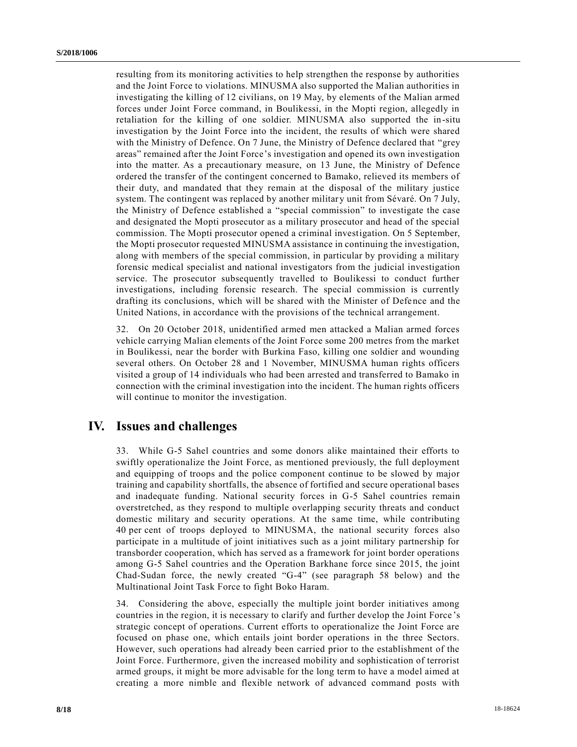resulting from its monitoring activities to help strengthen the response by authorities and the Joint Force to violations. MINUSMA also supported the Malian authorities in investigating the killing of 12 civilians, on 19 May, by elements of the Malian armed forces under Joint Force command, in Boulikessi, in the Mopti region, allegedly in retaliation for the killing of one soldier. MINUSMA also supported the in-situ investigation by the Joint Force into the incident, the results of which were shared with the Ministry of Defence. On 7 June, the Ministry of Defence declared that "grey areas" remained after the Joint Force's investigation and opened its own investigation into the matter. As a precautionary measure, on 13 June, the Ministry of Defence ordered the transfer of the contingent concerned to Bamako, relieved its members of their duty, and mandated that they remain at the disposal of the military justice system. The contingent was replaced by another military unit from Sévaré. On 7 July, the Ministry of Defence established a "special commission" to investigate the case and designated the Mopti prosecutor as a military prosecutor and head of the special commission. The Mopti prosecutor opened a criminal investigation. On 5 September, the Mopti prosecutor requested MINUSMA assistance in continuing the investigation, along with members of the special commission, in particular by providing a military forensic medical specialist and national investigators from the judicial investigation service. The prosecutor subsequently travelled to Boulikessi to conduct further investigations, including forensic research. The special commission is currently drafting its conclusions, which will be shared with the Minister of Defence and the United Nations, in accordance with the provisions of the technical arrangement.

32. On 20 October 2018, unidentified armed men attacked a Malian armed forces vehicle carrying Malian elements of the Joint Force some 200 metres from the market in Boulikessi, near the border with Burkina Faso, killing one soldier and wounding several others. On October 28 and 1 November, MINUSMA human rights officers visited a group of 14 individuals who had been arrested and transferred to Bamako in connection with the criminal investigation into the incident. The human rights officers will continue to monitor the investigation.

## IV. Issues and challenges

33. While G-5 Sahel countries and some donors alike maintained their efforts to swiftly operationalize the Joint Force, as mentioned previously, the full deployment and equipping of troops and the police component continue to be slowed by major training and capability shortfalls, the absence of fortified and secure operational bases and inadequate funding. National security forces in G-5 Sahel countries remain overstretched, as they respond to multiple overlapping security threats and conduct domestic military and security operations. At the same time, while contributing 40 per cent of troops deployed to MINUSMA, the national security forces also participate in a multitude of joint initiatives such as a joint military partnership for transborder cooperation, which has served as a framework for joint border operations among G-5 Sahel countries and the Operation Barkhane force since 2015, the joint Chad-Sudan force, the newly created "G-4" (see paragraph 58 below) and the Multinational Joint Task Force to fight Boko Haram.

34. Considering the above, especially the multiple joint border initiatives among countries in the region, it is necessary to clarify and further develop the Joint Force's strategic concept of operations. Current efforts to operationalize the Joint Force are focused on phase one, which entails joint border operations in the three Sectors. However, such operations had already been carried prior to the establishment of the Joint Force. Furthermore, given the increased mobility and sophistication of terrorist armed groups, it might be more advisable for the long term to have a model aimed at creating a more nimble and flexible network of advanced command posts with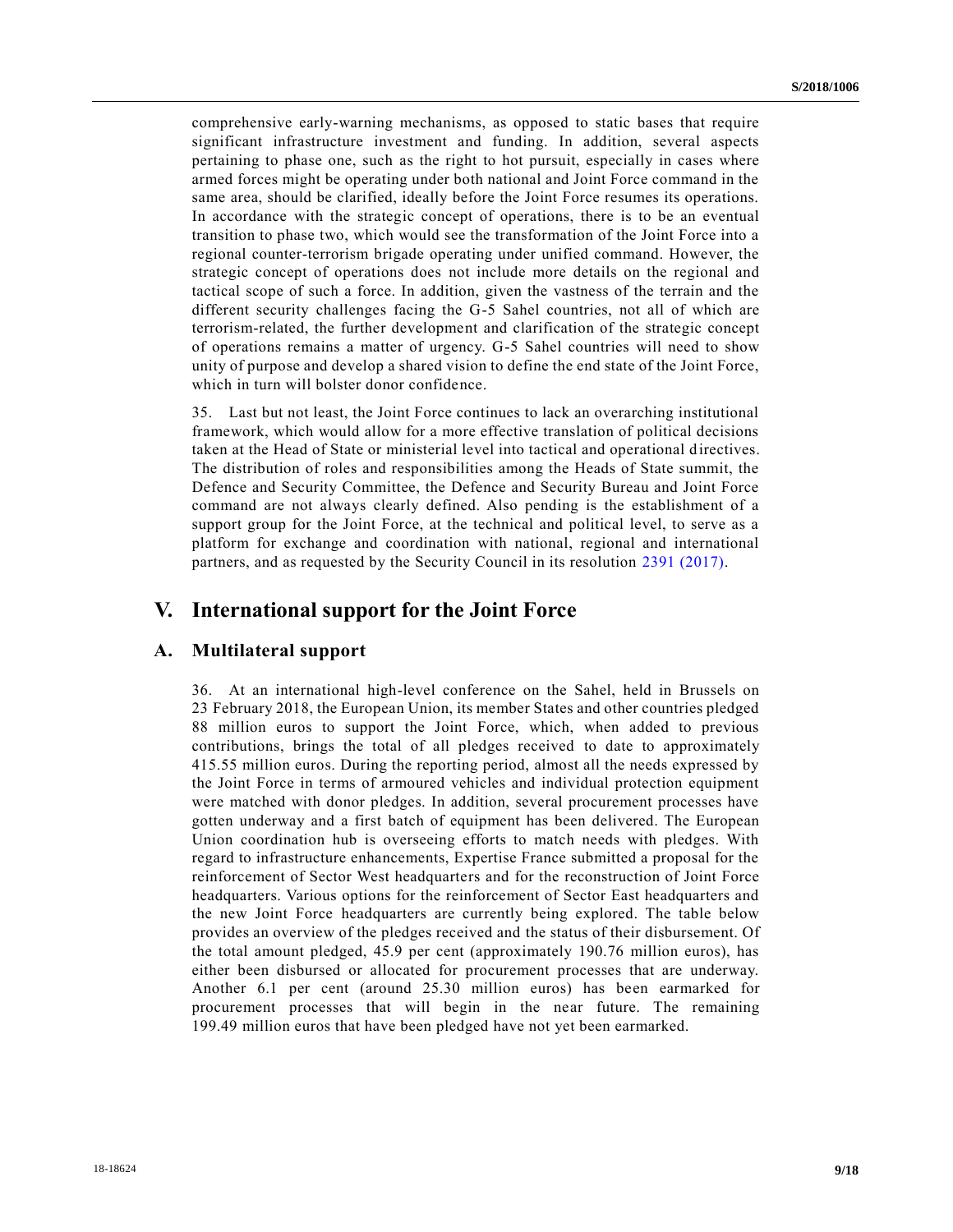comprehensive early-warning mechanisms, as opposed to static bases that require significant infrastructure investment and funding. In addition, several aspects pertaining to phase one, such as the right to hot pursuit, especially in cases where armed forces might be operating under both national and Joint Force command in the same area, should be clarified, ideally before the Joint Force resumes its operations. In accordance with the strategic concept of operations, there is to be an eventual transition to phase two, which would see the transformation of the Joint Force into a regional counter-terrorism brigade operating under unified command. However, the strategic concept of operations does not include more details on the regional and tactical scope of such a force. In addition, given the vastness of the terrain and the different security challenges facing the G-5 Sahel countries, not all of which are terrorism-related, the further development and clarification of the strategic concept of operations remains a matter of urgency. G-5 Sahel countries will need to show unity of purpose and develop a shared vision to define the end state of the Joint Force, which in turn will bolster donor confidence.

35. Last but not least, the Joint Force continues to lack an overarching institutional framework, which would allow for a more effective translation of political decisions taken at the Head of State or ministerial level into tactical and operational directives. The distribution of roles and responsibilities among the Heads of State summit, the Defence and Security Committee, the Defence and Security Bureau and Joint Force command are not always clearly defined. Also pending is the establishment of a support group for the Joint Force, at the technical and political level, to serve as a platform for exchange and coordination with national, regional and international partners, and as requested by the Security Council in its resolution 2391 (2017).

# V. International support for the Joint Force

## A. Multilateral support

36. At an international high-level conference on the Sahel, held in Brussels on 23 February 2018, the European Union, its member States and other countries pledged 88 million euros to support the Joint Force, which, when added to previous contributions, brings the total of all pledges received to date to approximately 415.55 million euros. During the reporting period, almost all the needs expressed by the Joint Force in terms of armoured vehicles and individual protection equipment were matched with donor pledges. In addition, several procurement processes have gotten underway and a first batch of equipment has been delivered. The European Union coordination hub is overseeing efforts to match needs with pledges. With regard to infrastructure enhancements, Expertise France submitted a proposal for the reinforcement of Sector West headquarters and for the reconstruction of Joint Force headquarters. Various options for the reinforcement of Sector East headquarters and the new Joint Force headquarters are currently being explored. The table below provides an overview of the pledges received and the status of their disbursement. Of the total amount pledged, 45.9 per cent (approximately 190.76 million euros), has either been disbursed or allocated for procurement processes that are underway. Another 6.1 per cent (around 25.30 million euros) has been earmarked for procurement processes that will begin in the near future. The remaining 199.49 million euros that have been pledged have not yet been earmarked.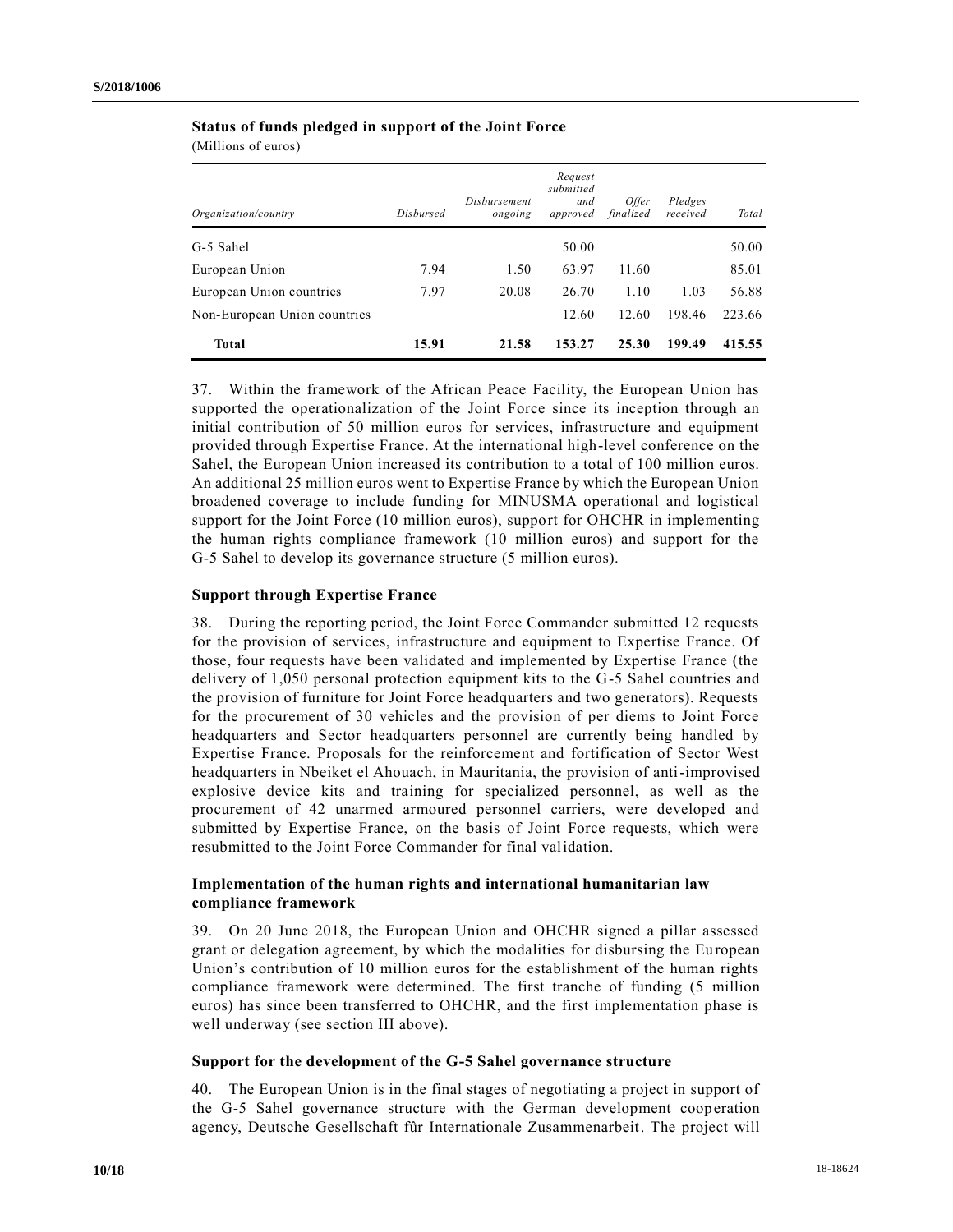**Status of funds pledged in support of the Joint Force**

(Millions of euros)

| *Organization/country* | *Disbursed* | *Disbursement ongoing* | *Request submitted and approved* | *Offer finalized* | *Pledges received* | *Total* |
|---|---|---|---|---|---|---|
| G-5 Sahel | | | 50.00 | | | 50.00 |
| European Union | 7.94 | 1.50 | 63.97 | 11.60 | | 85.01 |
| European Union countries | 7.97 | 20.08 | 26.70 | 1.10 | 1.03 | 56.88 |
| Non-European Union countries | | | 12.60 | 12.60 | 198.46 | 223.66 |
| **Total** | **15.91** | **21.58** | **153.27** | **25.30** | **199.49** | **415.55** |

37. Within the framework of the African Peace Facility, the European Union has supported the operationalization of the Joint Force since its inception through an initial contribution of 50 million euros for services, infrastructure and equipment provided through Expertise France. At the international high-level conference on the Sahel, the European Union increased its contribution to a total of 100 million euros. An additional 25 million euros went to Expertise France by which the European Union broadened coverage to include funding for MINUSMA operational and logistical support for the Joint Force (10 million euros), support for OHCHR in implementing the human rights compliance framework (10 million euros) and support for the G-5 Sahel to develop its governance structure (5 million euros).

### Support through Expertise France

38. During the reporting period, the Joint Force Commander submitted 12 requests for the provision of services, infrastructure and equipment to Expertise France. Of those, four requests have been validated and implemented by Expertise France (the delivery of 1,050 personal protection equipment kits to the G-5 Sahel countries and the provision of furniture for Joint Force headquarters and two generators). Requests for the procurement of 30 vehicles and the provision of per diems to Joint Force headquarters and Sector headquarters personnel are currently being handled by Expertise France. Proposals for the reinforcement and fortification of Sector West headquarters in Nbeiket el Ahouach, in Mauritania, the provision of anti-improvised explosive device kits and training for specialized personnel, as well as the procurement of 42 unarmed armoured personnel carriers, were developed and submitted by Expertise France, on the basis of Joint Force requests, which were resubmitted to the Joint Force Commander for final validation.

### Implementation of the human rights and international humanitarian law compliance framework

39. On 20 June 2018, the European Union and OHCHR signed a pillar assessed grant or delegation agreement, by which the modalities for disbursing the European Union's contribution of 10 million euros for the establishment of the human rights compliance framework were determined. The first tranche of funding (5 million euros) has since been transferred to OHCHR, and the first implementation phase is well underway (see section III above).

### Support for the development of the G-5 Sahel governance structure

40. The European Union is in the final stages of negotiating a project in support of the G-5 Sahel governance structure with the German development cooperation agency, Deutsche Gesellschaft fûr Internationale Zusammenarbeit. The project will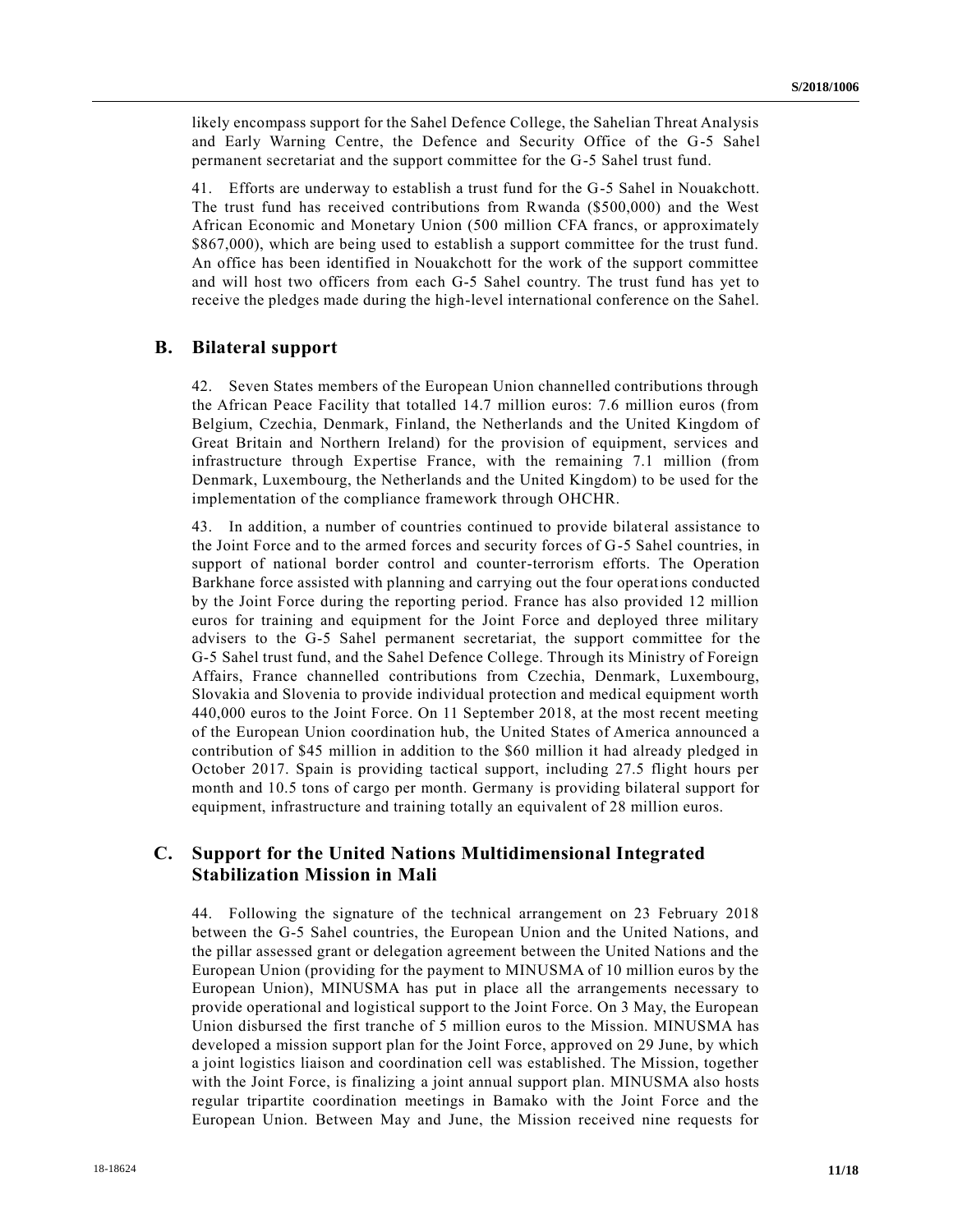likely encompass support for the Sahel Defence College, the Sahelian Threat Analysis and Early Warning Centre, the Defence and Security Office of the G-5 Sahel permanent secretariat and the support committee for the G-5 Sahel trust fund.

41. Efforts are underway to establish a trust fund for the G-5 Sahel in Nouakchott. The trust fund has received contributions from Rwanda ($500,000) and the West African Economic and Monetary Union (500 million CFA francs, or approximately $867,000), which are being used to establish a support committee for the trust fund. An office has been identified in Nouakchott for the work of the support committee and will host two officers from each G-5 Sahel country. The trust fund has yet to receive the pledges made during the high-level international conference on the Sahel.

## B. Bilateral support

42. Seven States members of the European Union channelled contributions through the African Peace Facility that totalled 14.7 million euros: 7.6 million euros (from Belgium, Czechia, Denmark, Finland, the Netherlands and the United Kingdom of Great Britain and Northern Ireland) for the provision of equipment, services and infrastructure through Expertise France, with the remaining 7.1 million (from Denmark, Luxembourg, the Netherlands and the United Kingdom) to be used for the implementation of the compliance framework through OHCHR.

43. In addition, a number of countries continued to provide bilateral assistance to the Joint Force and to the armed forces and security forces of G-5 Sahel countries, in support of national border control and counter-terrorism efforts. The Operation Barkhane force assisted with planning and carrying out the four operations conducted by the Joint Force during the reporting period. France has also provided 12 million euros for training and equipment for the Joint Force and deployed three military advisers to the G-5 Sahel permanent secretariat, the support committee for the G-5 Sahel trust fund, and the Sahel Defence College. Through its Ministry of Foreign Affairs, France channelled contributions from Czechia, Denmark, Luxembourg, Slovakia and Slovenia to provide individual protection and medical equipment worth 440,000 euros to the Joint Force. On 11 September 2018, at the most recent meeting of the European Union coordination hub, the United States of America announced a contribution of $45 million in addition to the $60 million it had already pledged in October 2017. Spain is providing tactical support, including 27.5 flight hours per month and 10.5 tons of cargo per month. Germany is providing bilateral support for equipment, infrastructure and training totally an equivalent of 28 million euros.

## C. Support for the United Nations Multidimensional Integrated Stabilization Mission in Mali

44. Following the signature of the technical arrangement on 23 February 2018 between the G-5 Sahel countries, the European Union and the United Nations, and the pillar assessed grant or delegation agreement between the United Nations and the European Union (providing for the payment to MINUSMA of 10 million euros by the European Union), MINUSMA has put in place all the arrangements necessary to provide operational and logistical support to the Joint Force. On 3 May, the European Union disbursed the first tranche of 5 million euros to the Mission. MINUSMA has developed a mission support plan for the Joint Force, approved on 29 June, by which a joint logistics liaison and coordination cell was established. The Mission, together with the Joint Force, is finalizing a joint annual support plan. MINUSMA also hosts regular tripartite coordination meetings in Bamako with the Joint Force and the European Union. Between May and June, the Mission received nine requests for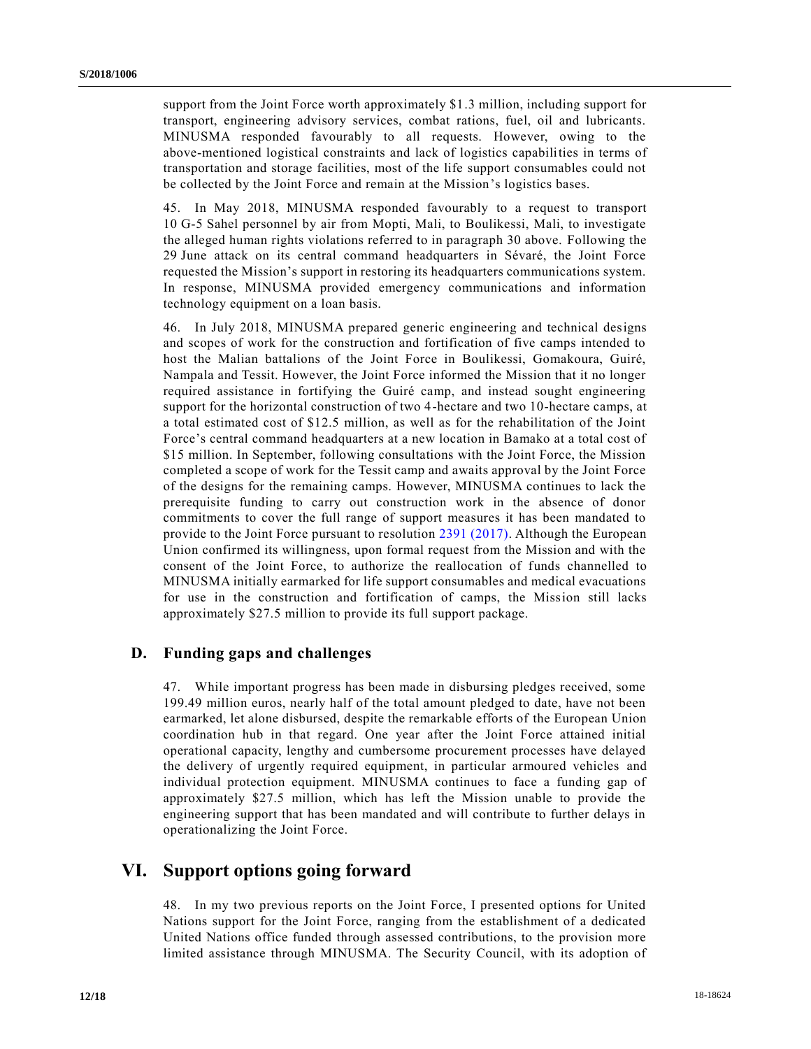support from the Joint Force worth approximately $1.3 million, including support for transport, engineering advisory services, combat rations, fuel, oil and lubricants. MINUSMA responded favourably to all requests. However, owing to the above-mentioned logistical constraints and lack of logistics capabilities in terms of transportation and storage facilities, most of the life support consumables could not be collected by the Joint Force and remain at the Mission's logistics bases.

45. In May 2018, MINUSMA responded favourably to a request to transport 10 G-5 Sahel personnel by air from Mopti, Mali, to Boulikessi, Mali, to investigate the alleged human rights violations referred to in paragraph 30 above. Following the 29 June attack on its central command headquarters in Sévaré, the Joint Force requested the Mission's support in restoring its headquarters communications system. In response, MINUSMA provided emergency communications and information technology equipment on a loan basis.

46. In July 2018, MINUSMA prepared generic engineering and technical designs and scopes of work for the construction and fortification of five camps intended to host the Malian battalions of the Joint Force in Boulikessi, Gomakoura, Guiré, Nampala and Tessit. However, the Joint Force informed the Mission that it no longer required assistance in fortifying the Guiré camp, and instead sought engineering support for the horizontal construction of two 4-hectare and two 10-hectare camps, at a total estimated cost of $12.5 million, as well as for the rehabilitation of the Joint Force's central command headquarters at a new location in Bamako at a total cost of $15 million. In September, following consultations with the Joint Force, the Mission completed a scope of work for the Tessit camp and awaits approval by the Joint Force of the designs for the remaining camps. However, MINUSMA continues to lack the prerequisite funding to carry out construction work in the absence of donor commitments to cover the full range of support measures it has been mandated to provide to the Joint Force pursuant to resolution 2391 (2017). Although the European Union confirmed its willingness, upon formal request from the Mission and with the consent of the Joint Force, to authorize the reallocation of funds channelled to MINUSMA initially earmarked for life support consumables and medical evacuations for use in the construction and fortification of camps, the Mission still lacks approximately $27.5 million to provide its full support package.

### D. Funding gaps and challenges

47. While important progress has been made in disbursing pledges received, some 199.49 million euros, nearly half of the total amount pledged to date, have not been earmarked, let alone disbursed, despite the remarkable efforts of the European Union coordination hub in that regard. One year after the Joint Force attained initial operational capacity, lengthy and cumbersome procurement processes have delayed the delivery of urgently required equipment, in particular armoured vehicles and individual protection equipment. MINUSMA continues to face a funding gap of approximately $27.5 million, which has left the Mission unable to provide the engineering support that has been mandated and will contribute to further delays in operationalizing the Joint Force.

## VI. Support options going forward

48. In my two previous reports on the Joint Force, I presented options for United Nations support for the Joint Force, ranging from the establishment of a dedicated United Nations office funded through assessed contributions, to the provision more limited assistance through MINUSMA. The Security Council, with its adoption of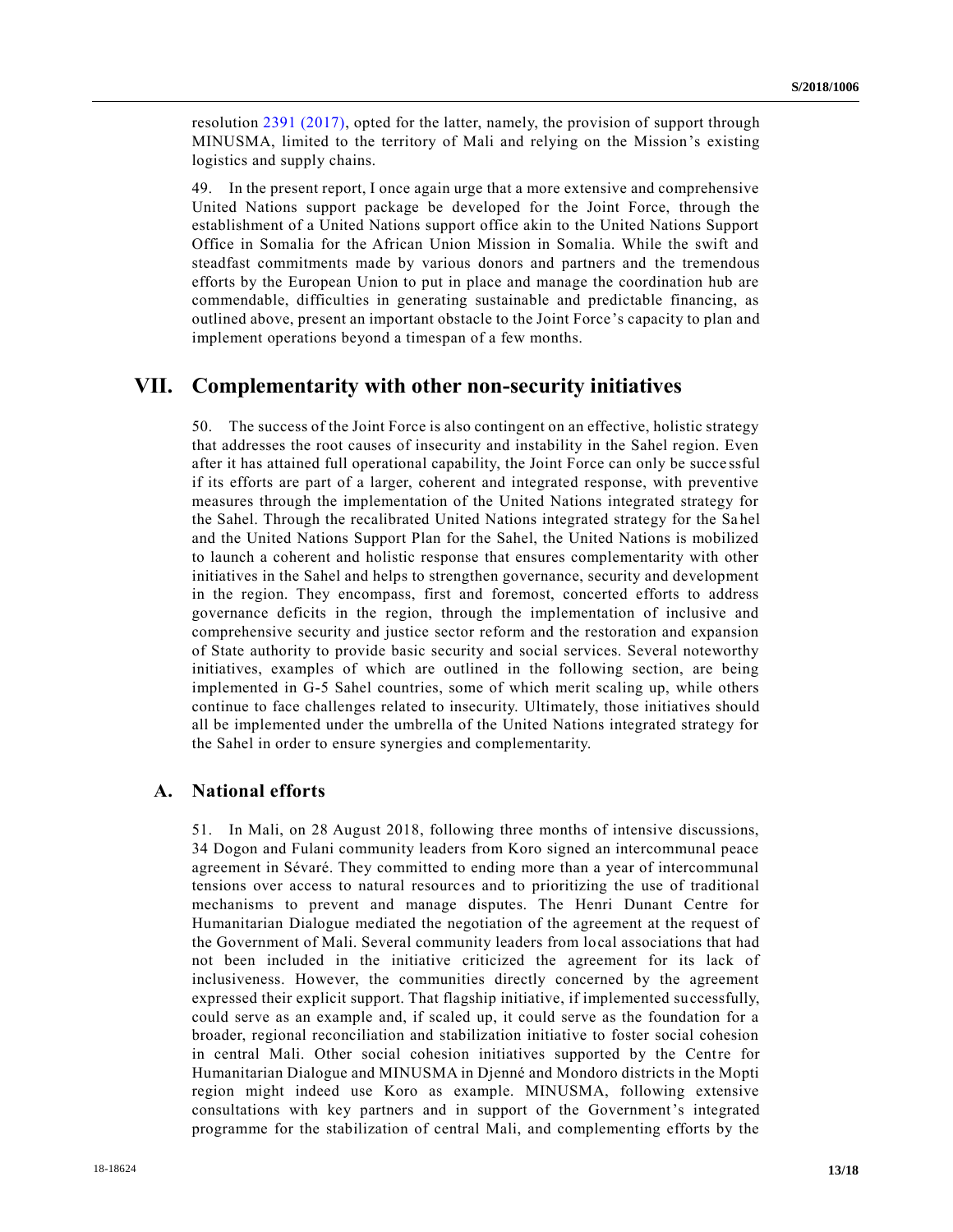resolution 2391 (2017), opted for the latter, namely, the provision of support through MINUSMA, limited to the territory of Mali and relying on the Mission's existing logistics and supply chains.

49. In the present report, I once again urge that a more extensive and comprehensive United Nations support package be developed for the Joint Force, through the establishment of a United Nations support office akin to the United Nations Support Office in Somalia for the African Union Mission in Somalia. While the swift and steadfast commitments made by various donors and partners and the tremendous efforts by the European Union to put in place and manage the coordination hub are commendable, difficulties in generating sustainable and predictable financing, as outlined above, present an important obstacle to the Joint Force's capacity to plan and implement operations beyond a timespan of a few months.

# VII. Complementarity with other non-security initiatives

50. The success of the Joint Force is also contingent on an effective, holistic strategy that addresses the root causes of insecurity and instability in the Sahel region. Even after it has attained full operational capability, the Joint Force can only be successful if its efforts are part of a larger, coherent and integrated response, with preventive measures through the implementation of the United Nations integrated strategy for the Sahel. Through the recalibrated United Nations integrated strategy for the Sahel and the United Nations Support Plan for the Sahel, the United Nations is mobilized to launch a coherent and holistic response that ensures complementarity with other initiatives in the Sahel and helps to strengthen governance, security and development in the region. They encompass, first and foremost, concerted efforts to address governance deficits in the region, through the implementation of inclusive and comprehensive security and justice sector reform and the restoration and expansion of State authority to provide basic security and social services. Several noteworthy initiatives, examples of which are outlined in the following section, are being implemented in G-5 Sahel countries, some of which merit scaling up, while others continue to face challenges related to insecurity. Ultimately, those initiatives should all be implemented under the umbrella of the United Nations integrated strategy for the Sahel in order to ensure synergies and complementarity.

## A. National efforts

51. In Mali, on 28 August 2018, following three months of intensive discussions, 34 Dogon and Fulani community leaders from Koro signed an intercommunal peace agreement in Sévaré. They committed to ending more than a year of intercommunal tensions over access to natural resources and to prioritizing the use of traditional mechanisms to prevent and manage disputes. The Henri Dunant Centre for Humanitarian Dialogue mediated the negotiation of the agreement at the request of the Government of Mali. Several community leaders from local associations that had not been included in the initiative criticized the agreement for its lack of inclusiveness. However, the communities directly concerned by the agreement expressed their explicit support. That flagship initiative, if implemented successfully, could serve as an example and, if scaled up, it could serve as the foundation for a broader, regional reconciliation and stabilization initiative to foster social cohesion in central Mali. Other social cohesion initiatives supported by the Centre for Humanitarian Dialogue and MINUSMA in Djenné and Mondoro districts in the Mopti region might indeed use Koro as example. MINUSMA, following extensive consultations with key partners and in support of the Government's integrated programme for the stabilization of central Mali, and complementing efforts by the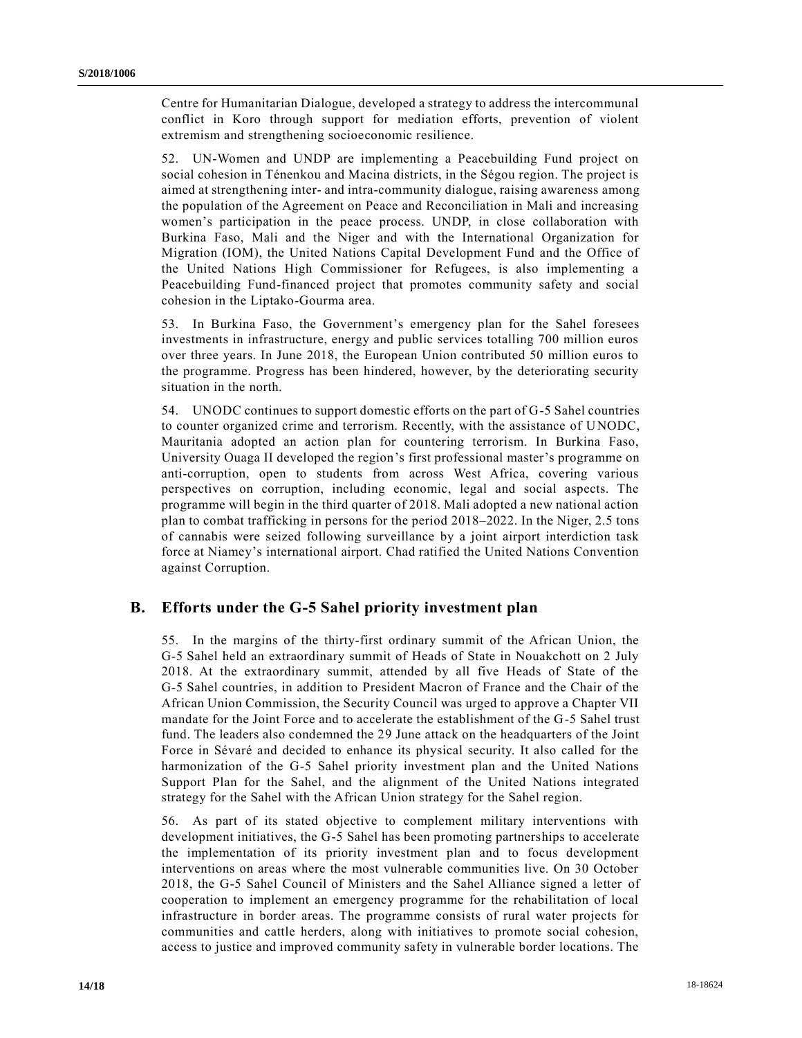Centre for Humanitarian Dialogue, developed a strategy to address the intercommunal conflict in Koro through support for mediation efforts, prevention of violent extremism and strengthening socioeconomic resilience.

52. UN-Women and UNDP are implementing a Peacebuilding Fund project on social cohesion in Ténenkou and Macina districts, in the Ségou region. The project is aimed at strengthening inter- and intra-community dialogue, raising awareness among the population of the Agreement on Peace and Reconciliation in Mali and increasing women's participation in the peace process. UNDP, in close collaboration with Burkina Faso, Mali and the Niger and with the International Organization for Migration (IOM), the United Nations Capital Development Fund and the Office of the United Nations High Commissioner for Refugees, is also implementing a Peacebuilding Fund-financed project that promotes community safety and social cohesion in the Liptako-Gourma area.

53. In Burkina Faso, the Government's emergency plan for the Sahel foresees investments in infrastructure, energy and public services totalling 700 million euros over three years. In June 2018, the European Union contributed 50 million euros to the programme. Progress has been hindered, however, by the deteriorating security situation in the north.

54. UNODC continues to support domestic efforts on the part of G-5 Sahel countries to counter organized crime and terrorism. Recently, with the assistance of UNODC, Mauritania adopted an action plan for countering terrorism. In Burkina Faso, University Ouaga II developed the region's first professional master's programme on anti-corruption, open to students from across West Africa, covering various perspectives on corruption, including economic, legal and social aspects. The programme will begin in the third quarter of 2018. Mali adopted a new national action plan to combat trafficking in persons for the period 2018–2022. In the Niger, 2.5 tons of cannabis were seized following surveillance by a joint airport interdiction task force at Niamey's international airport. Chad ratified the United Nations Convention against Corruption.

## B. Efforts under the G-5 Sahel priority investment plan

55. In the margins of the thirty-first ordinary summit of the African Union, the G-5 Sahel held an extraordinary summit of Heads of State in Nouakchott on 2 July 2018. At the extraordinary summit, attended by all five Heads of State of the G-5 Sahel countries, in addition to President Macron of France and the Chair of the African Union Commission, the Security Council was urged to approve a Chapter VII mandate for the Joint Force and to accelerate the establishment of the G-5 Sahel trust fund. The leaders also condemned the 29 June attack on the headquarters of the Joint Force in Sévaré and decided to enhance its physical security. It also called for the harmonization of the G-5 Sahel priority investment plan and the United Nations Support Plan for the Sahel, and the alignment of the United Nations integrated strategy for the Sahel with the African Union strategy for the Sahel region.

56. As part of its stated objective to complement military interventions with development initiatives, the G-5 Sahel has been promoting partnerships to accelerate the implementation of its priority investment plan and to focus development interventions on areas where the most vulnerable communities live. On 30 October 2018, the G-5 Sahel Council of Ministers and the Sahel Alliance signed a letter of cooperation to implement an emergency programme for the rehabilitation of local infrastructure in border areas. The programme consists of rural water projects for communities and cattle herders, along with initiatives to promote social cohesion, access to justice and improved community safety in vulnerable border locations. The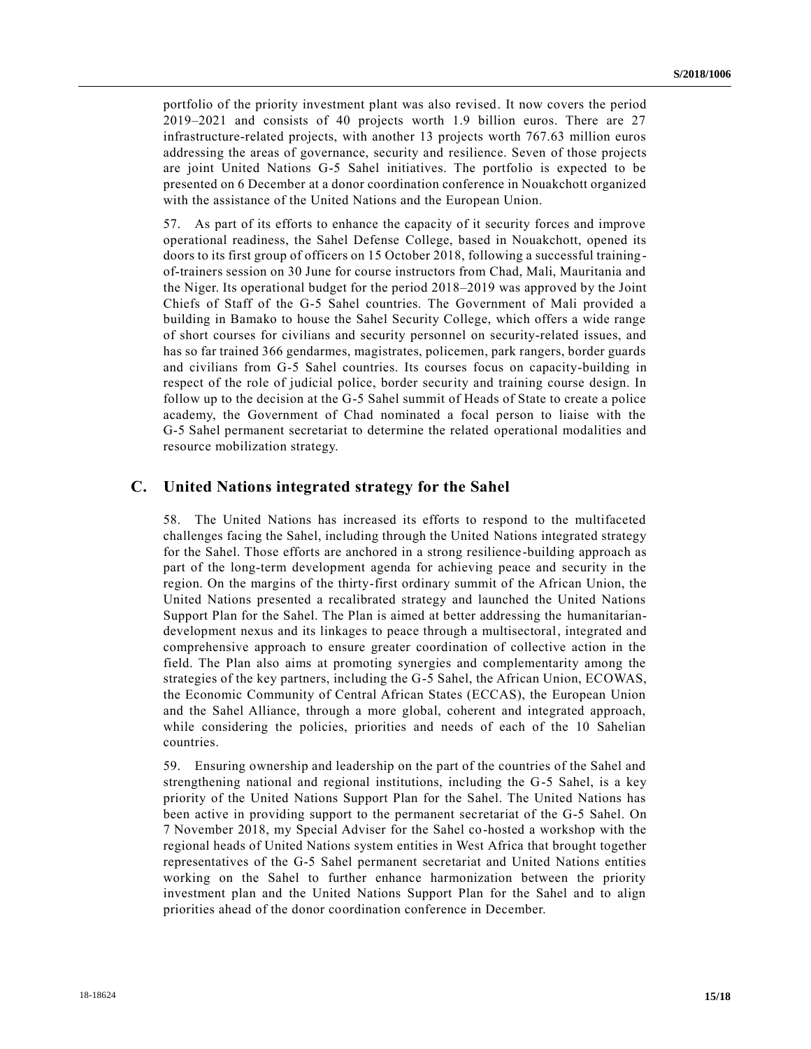portfolio of the priority investment plant was also revised. It now covers the period 2019–2021 and consists of 40 projects worth 1.9 billion euros. There are 27 infrastructure-related projects, with another 13 projects worth 767.63 million euros addressing the areas of governance, security and resilience. Seven of those projects are joint United Nations G-5 Sahel initiatives. The portfolio is expected to be presented on 6 December at a donor coordination conference in Nouakchott organized with the assistance of the United Nations and the European Union.

57. As part of its efforts to enhance the capacity of it security forces and improve operational readiness, the Sahel Defense College, based in Nouakchott, opened its doors to its first group of officers on 15 October 2018, following a successful training-of-trainers session on 30 June for course instructors from Chad, Mali, Mauritania and the Niger. Its operational budget for the period 2018–2019 was approved by the Joint Chiefs of Staff of the G-5 Sahel countries. The Government of Mali provided a building in Bamako to house the Sahel Security College, which offers a wide range of short courses for civilians and security personnel on security-related issues, and has so far trained 366 gendarmes, magistrates, policemen, park rangers, border guards and civilians from G-5 Sahel countries. Its courses focus on capacity-building in respect of the role of judicial police, border security and training course design. In follow up to the decision at the G-5 Sahel summit of Heads of State to create a police academy, the Government of Chad nominated a focal person to liaise with the G-5 Sahel permanent secretariat to determine the related operational modalities and resource mobilization strategy.

## C. United Nations integrated strategy for the Sahel

58. The United Nations has increased its efforts to respond to the multifaceted challenges facing the Sahel, including through the United Nations integrated strategy for the Sahel. Those efforts are anchored in a strong resilience-building approach as part of the long-term development agenda for achieving peace and security in the region. On the margins of the thirty-first ordinary summit of the African Union, the United Nations presented a recalibrated strategy and launched the United Nations Support Plan for the Sahel. The Plan is aimed at better addressing the humanitarian-development nexus and its linkages to peace through a multisectoral, integrated and comprehensive approach to ensure greater coordination of collective action in the field. The Plan also aims at promoting synergies and complementarity among the strategies of the key partners, including the G-5 Sahel, the African Union, ECOWAS, the Economic Community of Central African States (ECCAS), the European Union and the Sahel Alliance, through a more global, coherent and integrated approach, while considering the policies, priorities and needs of each of the 10 Sahelian countries.

59. Ensuring ownership and leadership on the part of the countries of the Sahel and strengthening national and regional institutions, including the G-5 Sahel, is a key priority of the United Nations Support Plan for the Sahel. The United Nations has been active in providing support to the permanent secretariat of the G-5 Sahel. On 7 November 2018, my Special Adviser for the Sahel co-hosted a workshop with the regional heads of United Nations system entities in West Africa that brought together representatives of the G-5 Sahel permanent secretariat and United Nations entities working on the Sahel to further enhance harmonization between the priority investment plan and the United Nations Support Plan for the Sahel and to align priorities ahead of the donor coordination conference in December.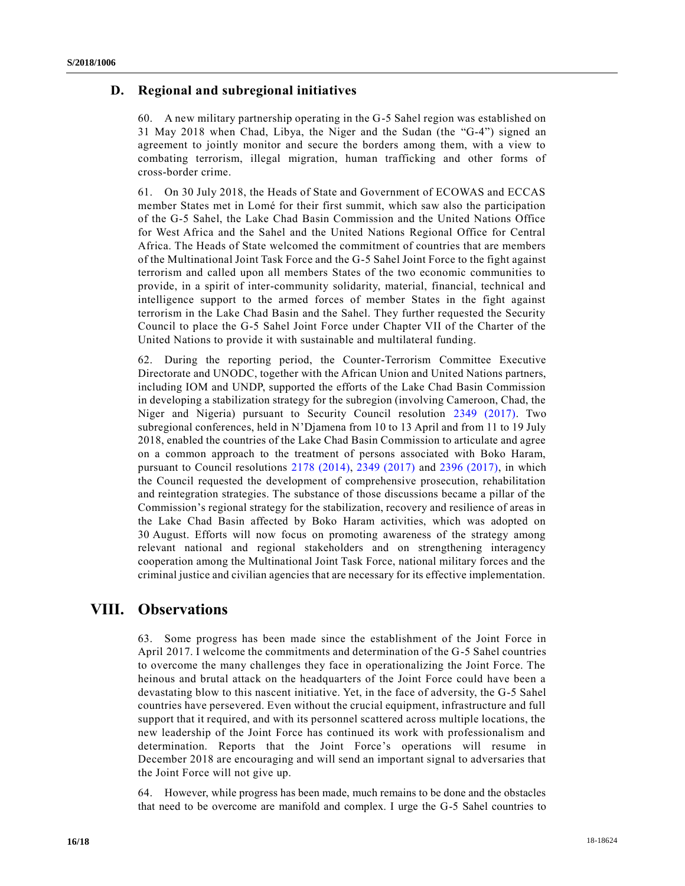## D. Regional and subregional initiatives

60. A new military partnership operating in the G-5 Sahel region was established on 31 May 2018 when Chad, Libya, the Niger and the Sudan (the "G-4") signed an agreement to jointly monitor and secure the borders among them, with a view to combating terrorism, illegal migration, human trafficking and other forms of cross-border crime.

61. On 30 July 2018, the Heads of State and Government of ECOWAS and ECCAS member States met in Lomé for their first summit, which saw also the participation of the G-5 Sahel, the Lake Chad Basin Commission and the United Nations Office for West Africa and the Sahel and the United Nations Regional Office for Central Africa. The Heads of State welcomed the commitment of countries that are members of the Multinational Joint Task Force and the G-5 Sahel Joint Force to the fight against terrorism and called upon all members States of the two economic communities to provide, in a spirit of inter-community solidarity, material, financial, technical and intelligence support to the armed forces of member States in the fight against terrorism in the Lake Chad Basin and the Sahel. They further requested the Security Council to place the G-5 Sahel Joint Force under Chapter VII of the Charter of the United Nations to provide it with sustainable and multilateral funding.

62. During the reporting period, the Counter-Terrorism Committee Executive Directorate and UNODC, together with the African Union and United Nations partners, including IOM and UNDP, supported the efforts of the Lake Chad Basin Commission in developing a stabilization strategy for the subregion (involving Cameroon, Chad, the Niger and Nigeria) pursuant to Security Council resolution 2349 (2017). Two subregional conferences, held in N'Djamena from 10 to 13 April and from 11 to 19 July 2018, enabled the countries of the Lake Chad Basin Commission to articulate and agree on a common approach to the treatment of persons associated with Boko Haram, pursuant to Council resolutions 2178 (2014), 2349 (2017) and 2396 (2017), in which the Council requested the development of comprehensive prosecution, rehabilitation and reintegration strategies. The substance of those discussions became a pillar of the Commission's regional strategy for the stabilization, recovery and resilience of areas in the Lake Chad Basin affected by Boko Haram activities, which was adopted on 30 August. Efforts will now focus on promoting awareness of the strategy among relevant national and regional stakeholders and on strengthening interagency cooperation among the Multinational Joint Task Force, national military forces and the criminal justice and civilian agencies that are necessary for its effective implementation.

# VIII. Observations

63. Some progress has been made since the establishment of the Joint Force in April 2017. I welcome the commitments and determination of the G-5 Sahel countries to overcome the many challenges they face in operationalizing the Joint Force. The heinous and brutal attack on the headquarters of the Joint Force could have been a devastating blow to this nascent initiative. Yet, in the face of adversity, the G-5 Sahel countries have persevered. Even without the crucial equipment, infrastructure and full support that it required, and with its personnel scattered across multiple locations, the new leadership of the Joint Force has continued its work with professionalism and determination. Reports that the Joint Force's operations will resume in December 2018 are encouraging and will send an important signal to adversaries that the Joint Force will not give up.

64. However, while progress has been made, much remains to be done and the obstacles that need to be overcome are manifold and complex. I urge the G-5 Sahel countries to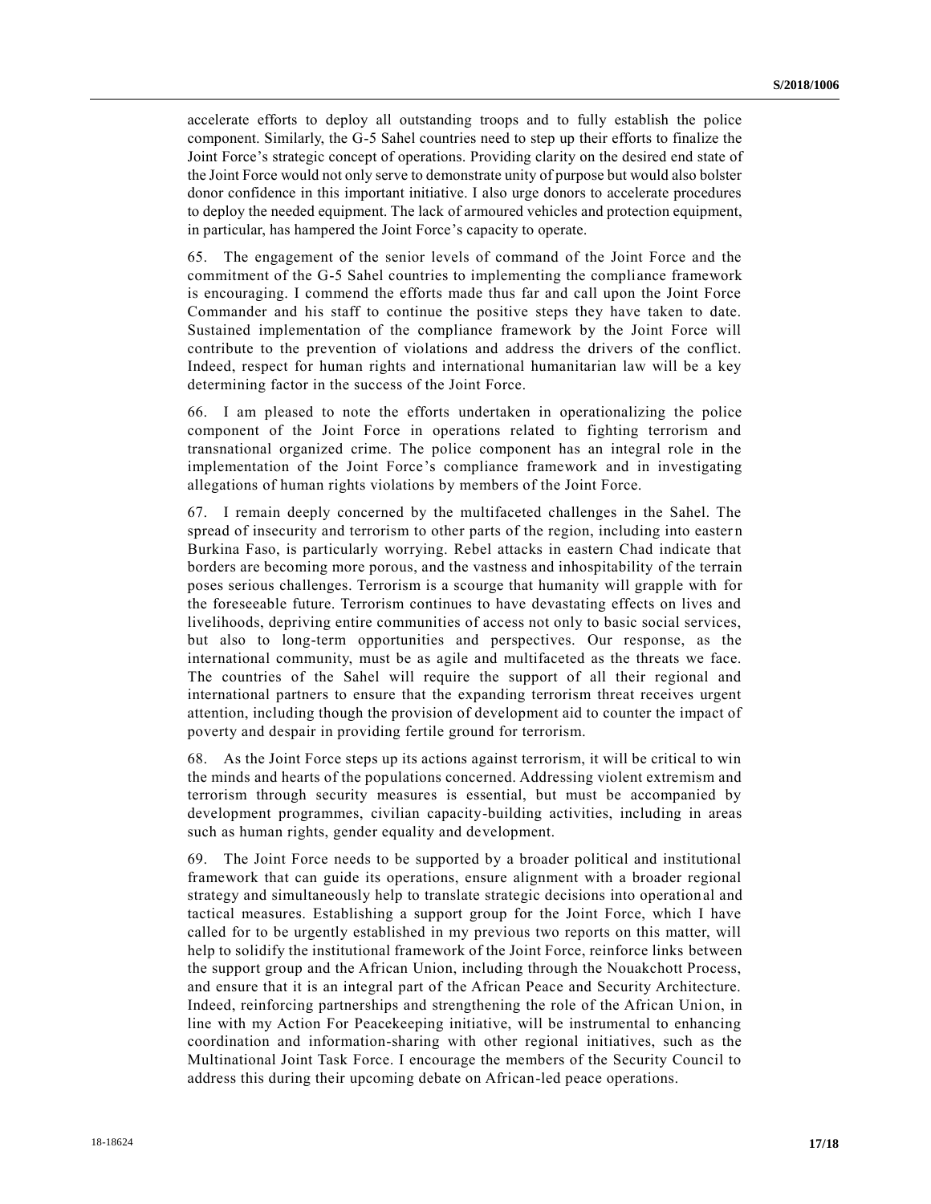accelerate efforts to deploy all outstanding troops and to fully establish the police component. Similarly, the G-5 Sahel countries need to step up their efforts to finalize the Joint Force's strategic concept of operations. Providing clarity on the desired end state of the Joint Force would not only serve to demonstrate unity of purpose but would also bolster donor confidence in this important initiative. I also urge donors to accelerate procedures to deploy the needed equipment. The lack of armoured vehicles and protection equipment, in particular, has hampered the Joint Force's capacity to operate.

65. The engagement of the senior levels of command of the Joint Force and the commitment of the G-5 Sahel countries to implementing the compliance framework is encouraging. I commend the efforts made thus far and call upon the Joint Force Commander and his staff to continue the positive steps they have taken to date. Sustained implementation of the compliance framework by the Joint Force will contribute to the prevention of violations and address the drivers of the conflict. Indeed, respect for human rights and international humanitarian law will be a key determining factor in the success of the Joint Force.

66. I am pleased to note the efforts undertaken in operationalizing the police component of the Joint Force in operations related to fighting terrorism and transnational organized crime. The police component has an integral role in the implementation of the Joint Force's compliance framework and in investigating allegations of human rights violations by members of the Joint Force.

67. I remain deeply concerned by the multifaceted challenges in the Sahel. The spread of insecurity and terrorism to other parts of the region, including into eastern Burkina Faso, is particularly worrying. Rebel attacks in eastern Chad indicate that borders are becoming more porous, and the vastness and inhospitability of the terrain poses serious challenges. Terrorism is a scourge that humanity will grapple with for the foreseeable future. Terrorism continues to have devastating effects on lives and livelihoods, depriving entire communities of access not only to basic social services, but also to long-term opportunities and perspectives. Our response, as the international community, must be as agile and multifaceted as the threats we face. The countries of the Sahel will require the support of all their regional and international partners to ensure that the expanding terrorism threat receives urgent attention, including though the provision of development aid to counter the impact of poverty and despair in providing fertile ground for terrorism.

68. As the Joint Force steps up its actions against terrorism, it will be critical to win the minds and hearts of the populations concerned. Addressing violent extremism and terrorism through security measures is essential, but must be accompanied by development programmes, civilian capacity-building activities, including in areas such as human rights, gender equality and development.

69. The Joint Force needs to be supported by a broader political and institutional framework that can guide its operations, ensure alignment with a broader regional strategy and simultaneously help to translate strategic decisions into operational and tactical measures. Establishing a support group for the Joint Force, which I have called for to be urgently established in my previous two reports on this matter, will help to solidify the institutional framework of the Joint Force, reinforce links between the support group and the African Union, including through the Nouakchott Process, and ensure that it is an integral part of the African Peace and Security Architecture. Indeed, reinforcing partnerships and strengthening the role of the African Union, in line with my Action For Peacekeeping initiative, will be instrumental to enhancing coordination and information-sharing with other regional initiatives, such as the Multinational Joint Task Force. I encourage the members of the Security Council to address this during their upcoming debate on African-led peace operations.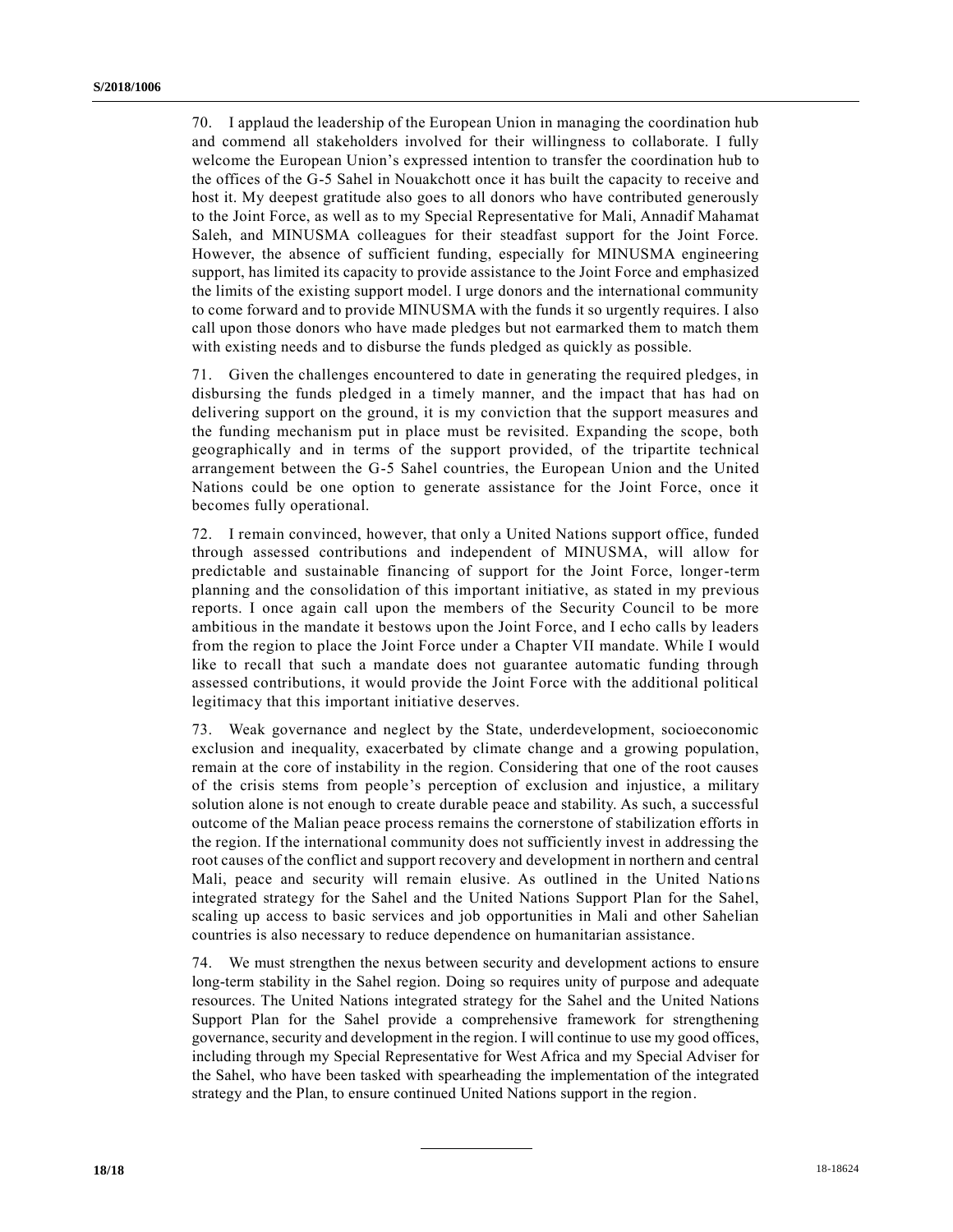70. I applaud the leadership of the European Union in managing the coordination hub and commend all stakeholders involved for their willingness to collaborate. I fully welcome the European Union's expressed intention to transfer the coordination hub to the offices of the G-5 Sahel in Nouakchott once it has built the capacity to receive and host it. My deepest gratitude also goes to all donors who have contributed generously to the Joint Force, as well as to my Special Representative for Mali, Annadif Mahamat Saleh, and MINUSMA colleagues for their steadfast support for the Joint Force. However, the absence of sufficient funding, especially for MINUSMA engineering support, has limited its capacity to provide assistance to the Joint Force and emphasized the limits of the existing support model. I urge donors and the international community to come forward and to provide MINUSMA with the funds it so urgently requires. I also call upon those donors who have made pledges but not earmarked them to match them with existing needs and to disburse the funds pledged as quickly as possible.

71. Given the challenges encountered to date in generating the required pledges, in disbursing the funds pledged in a timely manner, and the impact that has had on delivering support on the ground, it is my conviction that the support measures and the funding mechanism put in place must be revisited. Expanding the scope, both geographically and in terms of the support provided, of the tripartite technical arrangement between the G-5 Sahel countries, the European Union and the United Nations could be one option to generate assistance for the Joint Force, once it becomes fully operational.

72. I remain convinced, however, that only a United Nations support office, funded through assessed contributions and independent of MINUSMA, will allow for predictable and sustainable financing of support for the Joint Force, longer-term planning and the consolidation of this important initiative, as stated in my previous reports. I once again call upon the members of the Security Council to be more ambitious in the mandate it bestows upon the Joint Force, and I echo calls by leaders from the region to place the Joint Force under a Chapter VII mandate. While I would like to recall that such a mandate does not guarantee automatic funding through assessed contributions, it would provide the Joint Force with the additional political legitimacy that this important initiative deserves.

73. Weak governance and neglect by the State, underdevelopment, socioeconomic exclusion and inequality, exacerbated by climate change and a growing population, remain at the core of instability in the region. Considering that one of the root causes of the crisis stems from people's perception of exclusion and injustice, a military solution alone is not enough to create durable peace and stability. As such, a successful outcome of the Malian peace process remains the cornerstone of stabilization efforts in the region. If the international community does not sufficiently invest in addressing the root causes of the conflict and support recovery and development in northern and central Mali, peace and security will remain elusive. As outlined in the United Nations integrated strategy for the Sahel and the United Nations Support Plan for the Sahel, scaling up access to basic services and job opportunities in Mali and other Sahelian countries is also necessary to reduce dependence on humanitarian assistance.

74. We must strengthen the nexus between security and development actions to ensure long-term stability in the Sahel region. Doing so requires unity of purpose and adequate resources. The United Nations integrated strategy for the Sahel and the United Nations Support Plan for the Sahel provide a comprehensive framework for strengthening governance, security and development in the region. I will continue to use my good offices, including through my Special Representative for West Africa and my Special Adviser for the Sahel, who have been tasked with spearheading the implementation of the integrated strategy and the Plan, to ensure continued United Nations support in the region.